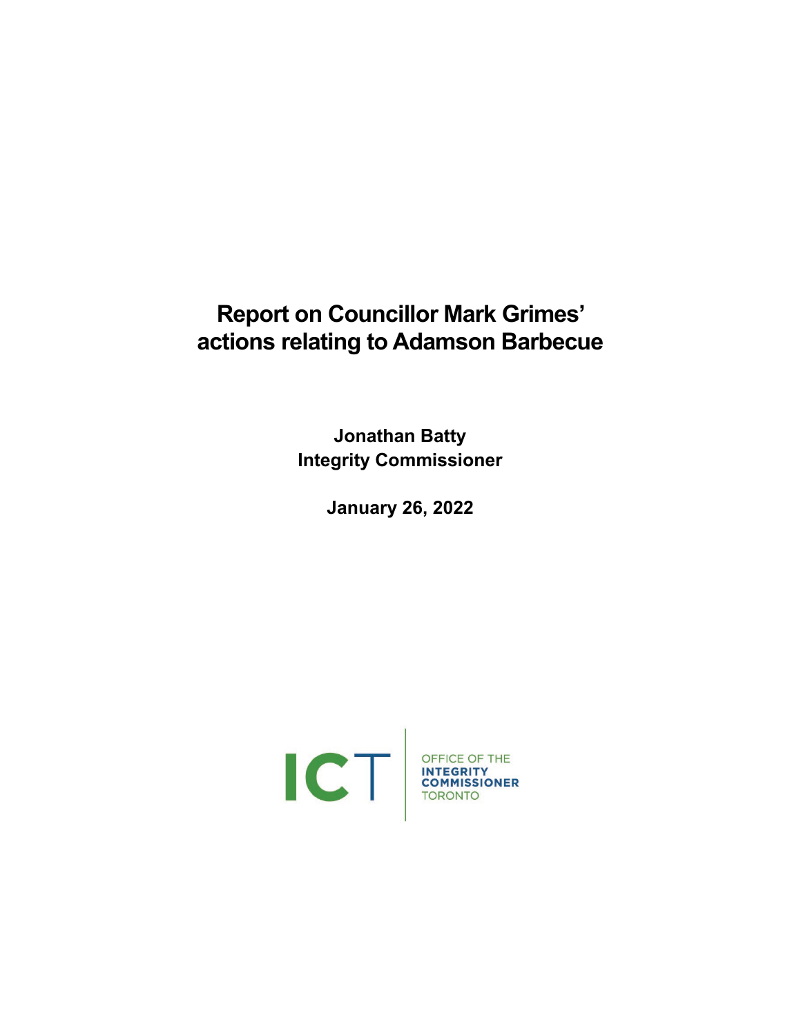# Report on Councillor Mark Grimes' actions relating to Adamson Barbecue

**Jonathan Batty**
**Integrity Commissioner**

**January 26, 2022**

ICT | OFFICE OF THE INTEGRITY COMMISSIONER TORONTO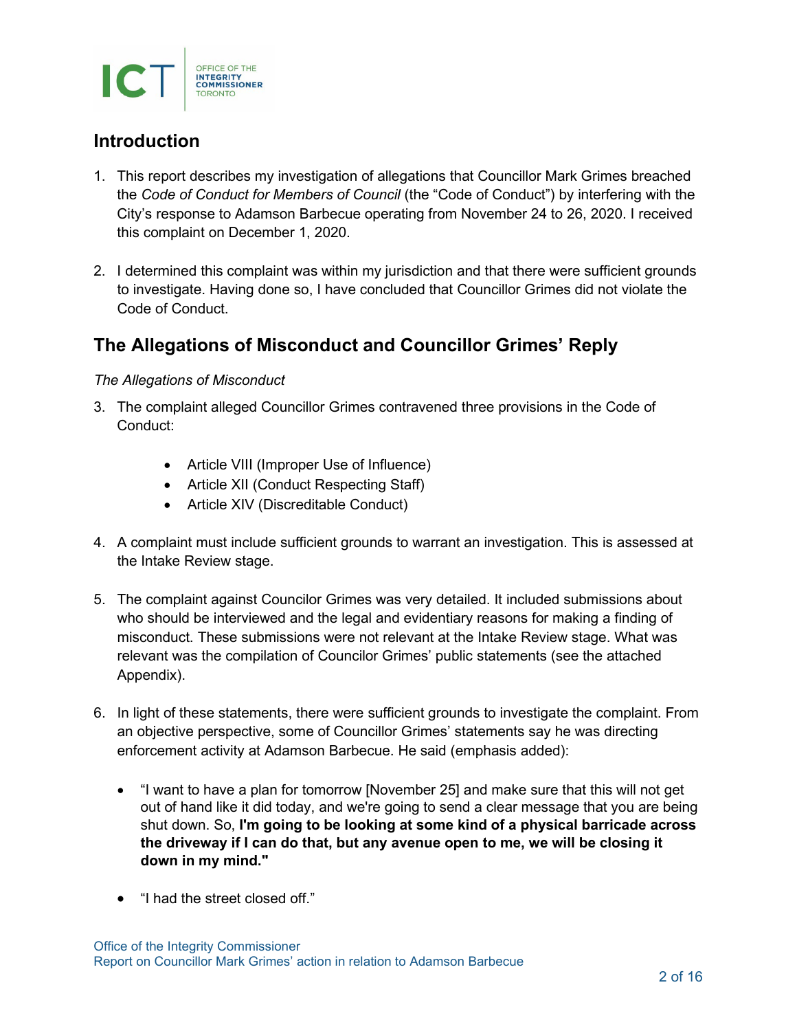## Introduction

1. This report describes my investigation of allegations that Councillor Mark Grimes breached the *Code of Conduct for Members of Council* (the "Code of Conduct") by interfering with the City's response to Adamson Barbecue operating from November 24 to 26, 2020. I received this complaint on December 1, 2020.

2. I determined this complaint was within my jurisdiction and that there were sufficient grounds to investigate. Having done so, I have concluded that Councillor Grimes did not violate the Code of Conduct.

## The Allegations of Misconduct and Councillor Grimes' Reply

*The Allegations of Misconduct*

3. The complaint alleged Councillor Grimes contravened three provisions in the Code of Conduct:

    - Article VIII (Improper Use of Influence)
    - Article XII (Conduct Respecting Staff)
    - Article XIV (Discreditable Conduct)

4. A complaint must include sufficient grounds to warrant an investigation. This is assessed at the Intake Review stage.

5. The complaint against Councilor Grimes was very detailed. It included submissions about who should be interviewed and the legal and evidentiary reasons for making a finding of misconduct. These submissions were not relevant at the Intake Review stage. What was relevant was the compilation of Councilor Grimes' public statements (see the attached Appendix).

6. In light of these statements, there were sufficient grounds to investigate the complaint. From an objective perspective, some of Councillor Grimes' statements say he was directing enforcement activity at Adamson Barbecue. He said (emphasis added):

    - "I want to have a plan for tomorrow [November 25] and make sure that this will not get out of hand like it did today, and we're going to send a clear message that you are being shut down. So, **I'm going to be looking at some kind of a physical barricade across the driveway if I can do that, but any avenue open to me, we will be closing it down in my mind."**

    - "I had the street closed off."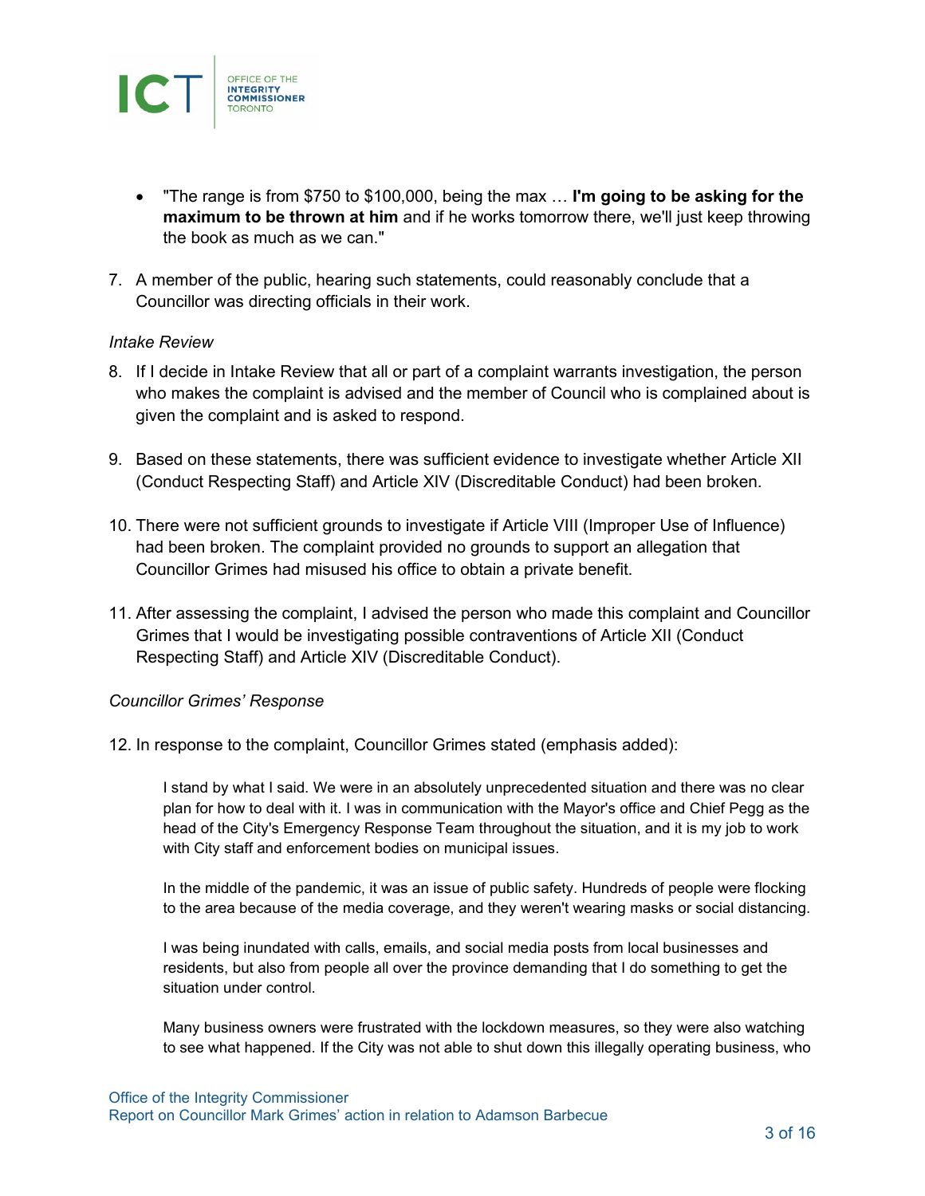- "The range is from $750 to $100,000, being the max … **I'm going to be asking for the maximum to be thrown at him** and if he works tomorrow there, we'll just keep throwing the book as much as we can."

7. A member of the public, hearing such statements, could reasonably conclude that a Councillor was directing officials in their work.

*Intake Review*

8. If I decide in Intake Review that all or part of a complaint warrants investigation, the person who makes the complaint is advised and the member of Council who is complained about is given the complaint and is asked to respond.

9. Based on these statements, there was sufficient evidence to investigate whether Article XII (Conduct Respecting Staff) and Article XIV (Discreditable Conduct) had been broken.

10. There were not sufficient grounds to investigate if Article VIII (Improper Use of Influence) had been broken. The complaint provided no grounds to support an allegation that Councillor Grimes had misused his office to obtain a private benefit.

11. After assessing the complaint, I advised the person who made this complaint and Councillor Grimes that I would be investigating possible contraventions of Article XII (Conduct Respecting Staff) and Article XIV (Discreditable Conduct).

*Councillor Grimes' Response*

12. In response to the complaint, Councillor Grimes stated (emphasis added):

> I stand by what I said. We were in an absolutely unprecedented situation and there was no clear plan for how to deal with it. I was in communication with the Mayor's office and Chief Pegg as the head of the City's Emergency Response Team throughout the situation, and it is my job to work with City staff and enforcement bodies on municipal issues.
>
> In the middle of the pandemic, it was an issue of public safety. Hundreds of people were flocking to the area because of the media coverage, and they weren't wearing masks or social distancing.
>
> I was being inundated with calls, emails, and social media posts from local businesses and residents, but also from people all over the province demanding that I do something to get the situation under control.
>
> Many business owners were frustrated with the lockdown measures, so they were also watching to see what happened. If the City was not able to shut down this illegally operating business, who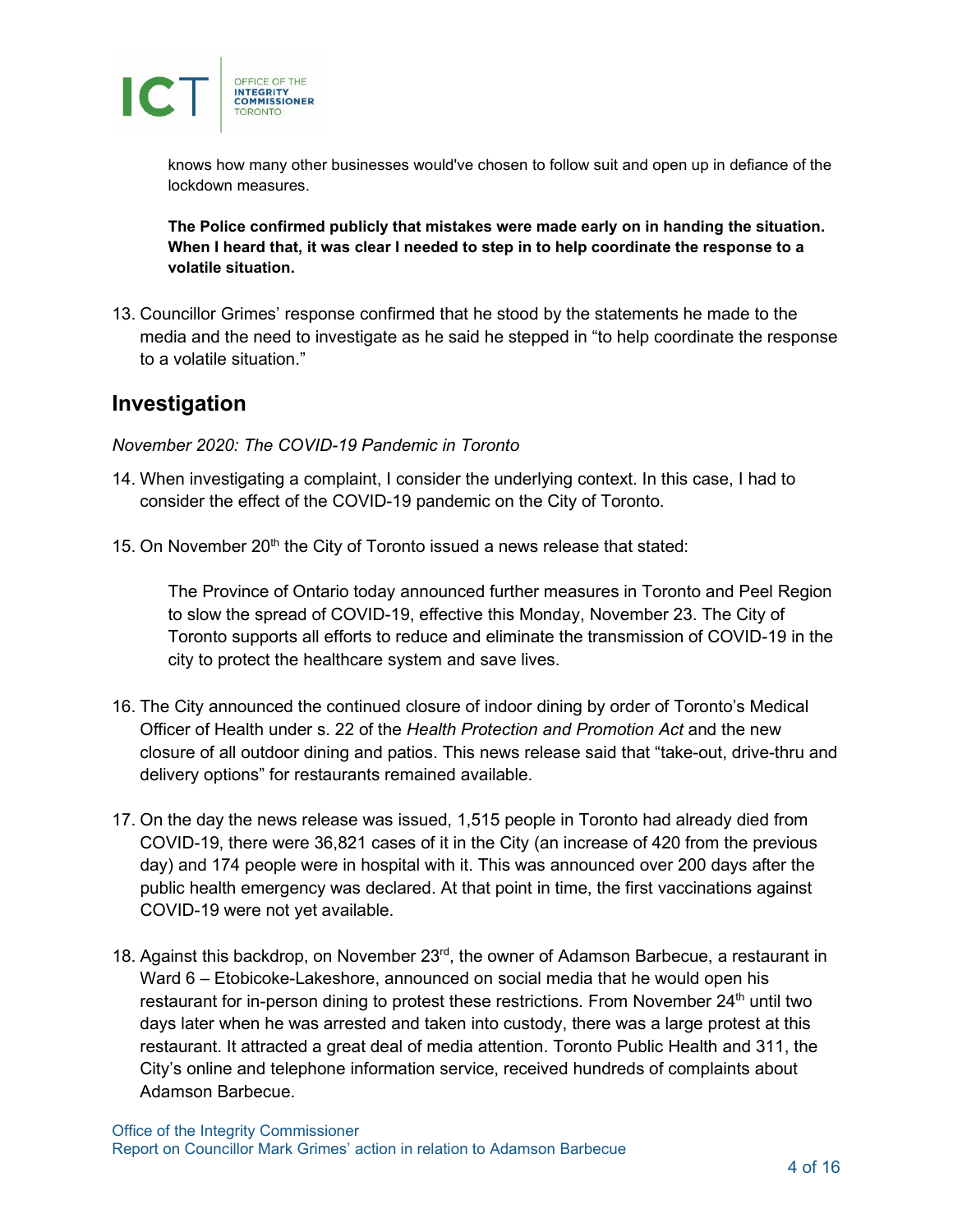knows how many other businesses would've chosen to follow suit and open up in defiance of the lockdown measures.

**The Police confirmed publicly that mistakes were made early on in handing the situation. When I heard that, it was clear I needed to step in to help coordinate the response to a volatile situation.**

13. Councillor Grimes' response confirmed that he stood by the statements he made to the media and the need to investigate as he said he stepped in "to help coordinate the response to a volatile situation."

## Investigation

*November 2020: The COVID-19 Pandemic in Toronto*

14. When investigating a complaint, I consider the underlying context. In this case, I had to consider the effect of the COVID-19 pandemic on the City of Toronto.

15. On November 20th the City of Toronto issued a news release that stated:

    The Province of Ontario today announced further measures in Toronto and Peel Region to slow the spread of COVID-19, effective this Monday, November 23. The City of Toronto supports all efforts to reduce and eliminate the transmission of COVID-19 in the city to protect the healthcare system and save lives.

16. The City announced the continued closure of indoor dining by order of Toronto's Medical Officer of Health under s. 22 of the *Health Protection and Promotion Act* and the new closure of all outdoor dining and patios. This news release said that "take-out, drive-thru and delivery options" for restaurants remained available.

17. On the day the news release was issued, 1,515 people in Toronto had already died from COVID-19, there were 36,821 cases of it in the City (an increase of 420 from the previous day) and 174 people were in hospital with it. This was announced over 200 days after the public health emergency was declared. At that point in time, the first vaccinations against COVID-19 were not yet available.

18. Against this backdrop, on November 23rd, the owner of Adamson Barbecue, a restaurant in Ward 6 – Etobicoke-Lakeshore, announced on social media that he would open his restaurant for in-person dining to protest these restrictions. From November 24th until two days later when he was arrested and taken into custody, there was a large protest at this restaurant. It attracted a great deal of media attention. Toronto Public Health and 311, the City's online and telephone information service, received hundreds of complaints about Adamson Barbecue.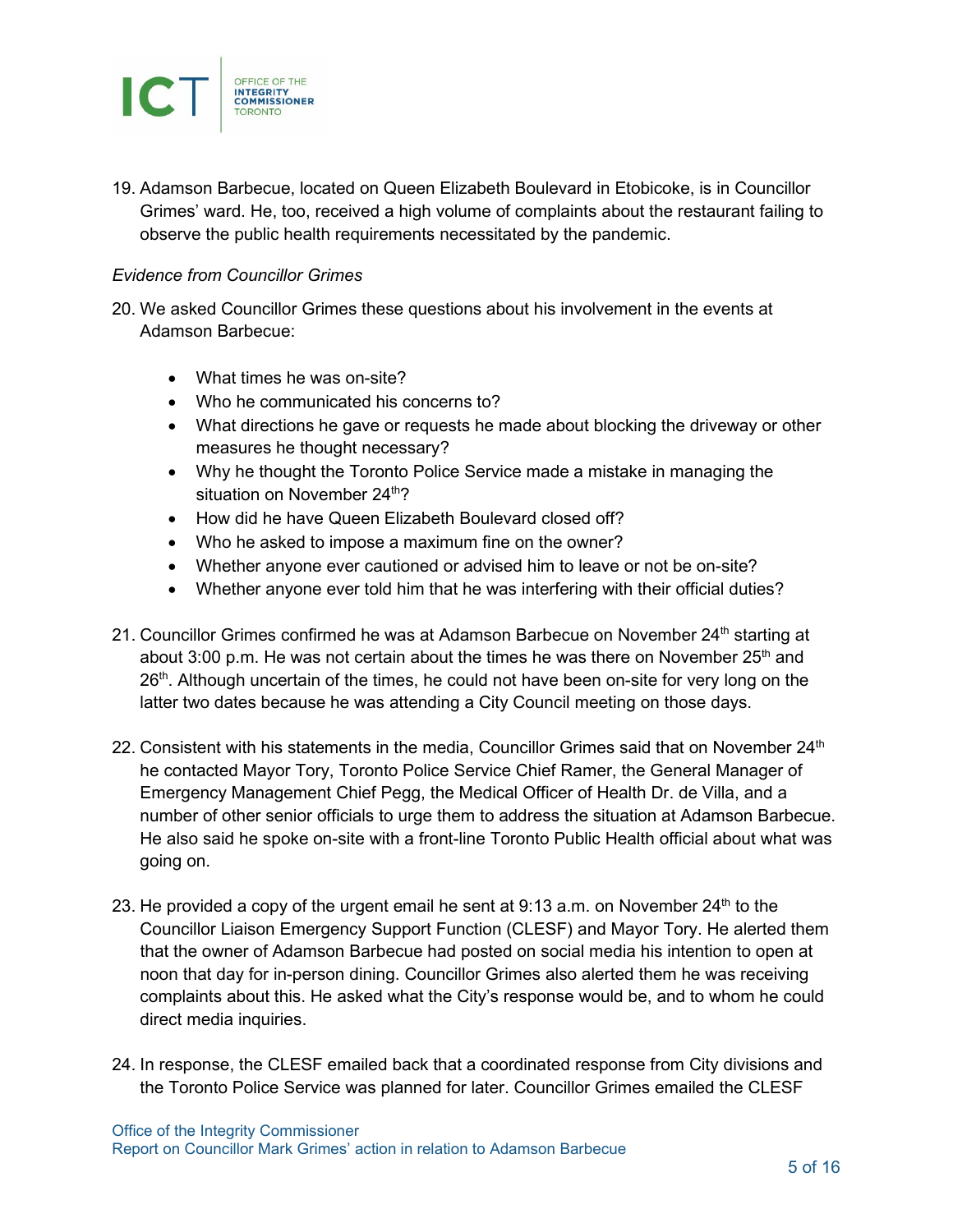19. Adamson Barbecue, located on Queen Elizabeth Boulevard in Etobicoke, is in Councillor Grimes' ward. He, too, received a high volume of complaints about the restaurant failing to observe the public health requirements necessitated by the pandemic.

*Evidence from Councillor Grimes*

20. We asked Councillor Grimes these questions about his involvement in the events at Adamson Barbecue:

    - What times he was on-site?
    - Who he communicated his concerns to?
    - What directions he gave or requests he made about blocking the driveway or other measures he thought necessary?
    - Why he thought the Toronto Police Service made a mistake in managing the situation on November 24th?
    - How did he have Queen Elizabeth Boulevard closed off?
    - Who he asked to impose a maximum fine on the owner?
    - Whether anyone ever cautioned or advised him to leave or not be on-site?
    - Whether anyone ever told him that he was interfering with their official duties?

21. Councillor Grimes confirmed he was at Adamson Barbecue on November 24th starting at about 3:00 p.m. He was not certain about the times he was there on November 25th and 26th. Although uncertain of the times, he could not have been on-site for very long on the latter two dates because he was attending a City Council meeting on those days.

22. Consistent with his statements in the media, Councillor Grimes said that on November 24th he contacted Mayor Tory, Toronto Police Service Chief Ramer, the General Manager of Emergency Management Chief Pegg, the Medical Officer of Health Dr. de Villa, and a number of other senior officials to urge them to address the situation at Adamson Barbecue. He also said he spoke on-site with a front-line Toronto Public Health official about what was going on.

23. He provided a copy of the urgent email he sent at 9:13 a.m. on November 24th to the Councillor Liaison Emergency Support Function (CLESF) and Mayor Tory. He alerted them that the owner of Adamson Barbecue had posted on social media his intention to open at noon that day for in-person dining. Councillor Grimes also alerted them he was receiving complaints about this. He asked what the City's response would be, and to whom he could direct media inquiries.

24. In response, the CLESF emailed back that a coordinated response from City divisions and the Toronto Police Service was planned for later. Councillor Grimes emailed the CLESF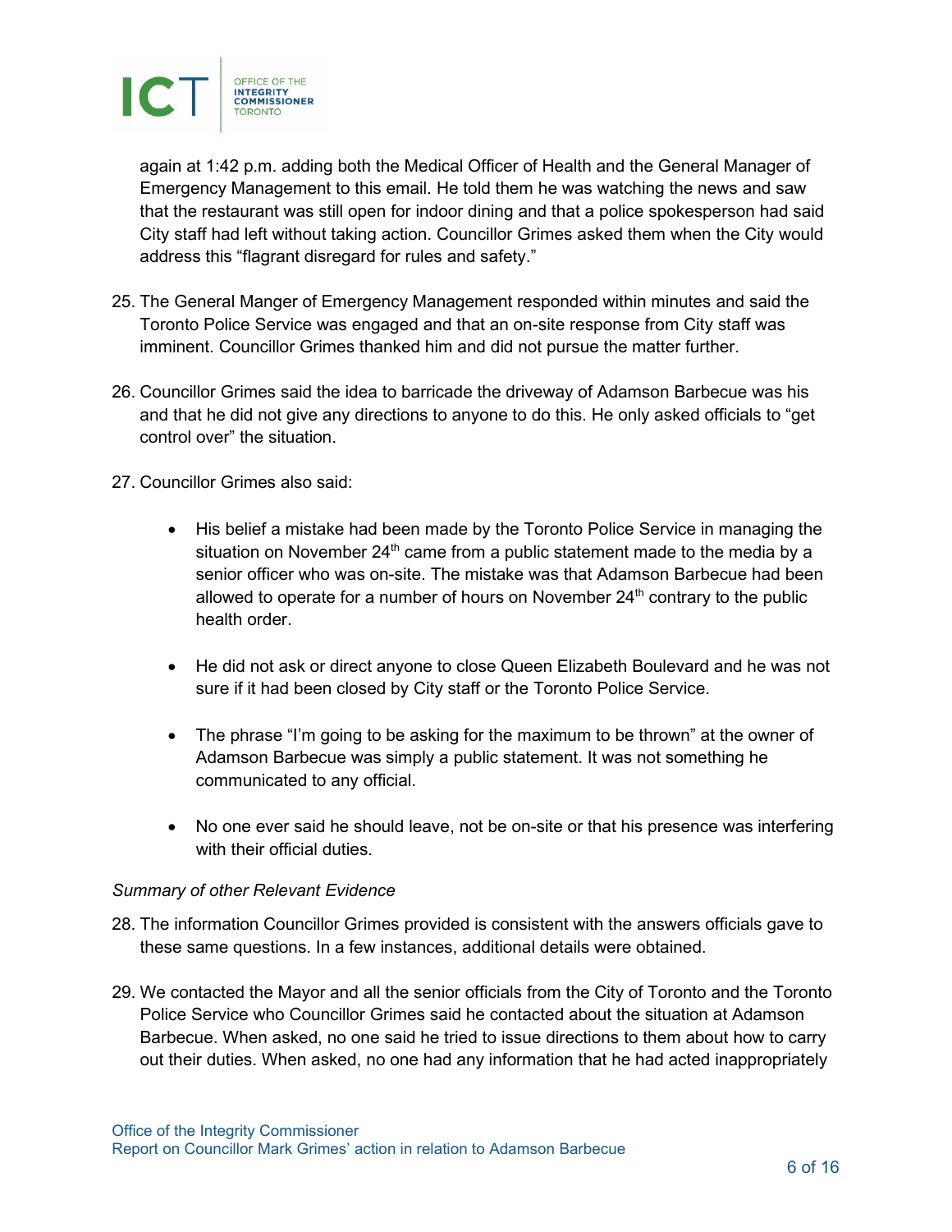again at 1:42 p.m. adding both the Medical Officer of Health and the General Manager of Emergency Management to this email. He told them he was watching the news and saw that the restaurant was still open for indoor dining and that a police spokesperson had said City staff had left without taking action. Councillor Grimes asked them when the City would address this "flagrant disregard for rules and safety."

25. The General Manger of Emergency Management responded within minutes and said the Toronto Police Service was engaged and that an on-site response from City staff was imminent. Councillor Grimes thanked him and did not pursue the matter further.

26. Councillor Grimes said the idea to barricade the driveway of Adamson Barbecue was his and that he did not give any directions to anyone to do this. He only asked officials to "get control over" the situation.

27. Councillor Grimes also said:

    - His belief a mistake had been made by the Toronto Police Service in managing the situation on November 24th came from a public statement made to the media by a senior officer who was on-site. The mistake was that Adamson Barbecue had been allowed to operate for a number of hours on November 24th contrary to the public health order.

    - He did not ask or direct anyone to close Queen Elizabeth Boulevard and he was not sure if it had been closed by City staff or the Toronto Police Service.

    - The phrase "I'm going to be asking for the maximum to be thrown" at the owner of Adamson Barbecue was simply a public statement. It was not something he communicated to any official.

    - No one ever said he should leave, not be on-site or that his presence was interfering with their official duties.

*Summary of other Relevant Evidence*

28. The information Councillor Grimes provided is consistent with the answers officials gave to these same questions. In a few instances, additional details were obtained.

29. We contacted the Mayor and all the senior officials from the City of Toronto and the Toronto Police Service who Councillor Grimes said he contacted about the situation at Adamson Barbecue. When asked, no one said he tried to issue directions to them about how to carry out their duties. When asked, no one had any information that he had acted inappropriately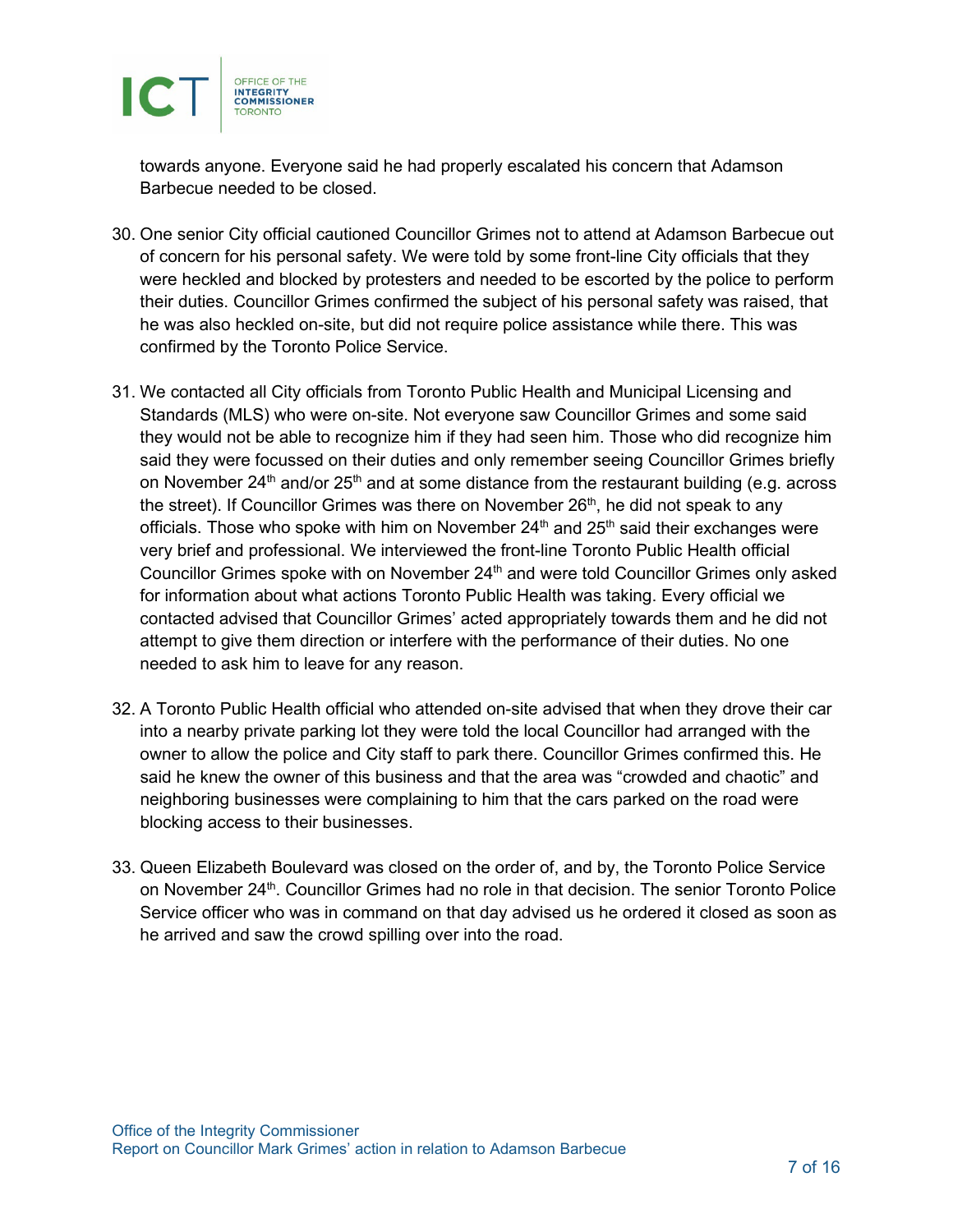towards anyone. Everyone said he had properly escalated his concern that Adamson Barbecue needed to be closed.

30. One senior City official cautioned Councillor Grimes not to attend at Adamson Barbecue out of concern for his personal safety. We were told by some front-line City officials that they were heckled and blocked by protesters and needed to be escorted by the police to perform their duties. Councillor Grimes confirmed the subject of his personal safety was raised, that he was also heckled on-site, but did not require police assistance while there. This was confirmed by the Toronto Police Service.

31. We contacted all City officials from Toronto Public Health and Municipal Licensing and Standards (MLS) who were on-site. Not everyone saw Councillor Grimes and some said they would not be able to recognize him if they had seen him. Those who did recognize him said they were focussed on their duties and only remember seeing Councillor Grimes briefly on November 24th and/or 25th and at some distance from the restaurant building (e.g. across the street). If Councillor Grimes was there on November 26th, he did not speak to any officials. Those who spoke with him on November 24th and 25th said their exchanges were very brief and professional. We interviewed the front-line Toronto Public Health official Councillor Grimes spoke with on November 24th and were told Councillor Grimes only asked for information about what actions Toronto Public Health was taking. Every official we contacted advised that Councillor Grimes' acted appropriately towards them and he did not attempt to give them direction or interfere with the performance of their duties. No one needed to ask him to leave for any reason.

32. A Toronto Public Health official who attended on-site advised that when they drove their car into a nearby private parking lot they were told the local Councillor had arranged with the owner to allow the police and City staff to park there. Councillor Grimes confirmed this. He said he knew the owner of this business and that the area was "crowded and chaotic" and neighboring businesses were complaining to him that the cars parked on the road were blocking access to their businesses.

33. Queen Elizabeth Boulevard was closed on the order of, and by, the Toronto Police Service on November 24th. Councillor Grimes had no role in that decision. The senior Toronto Police Service officer who was in command on that day advised us he ordered it closed as soon as he arrived and saw the crowd spilling over into the road.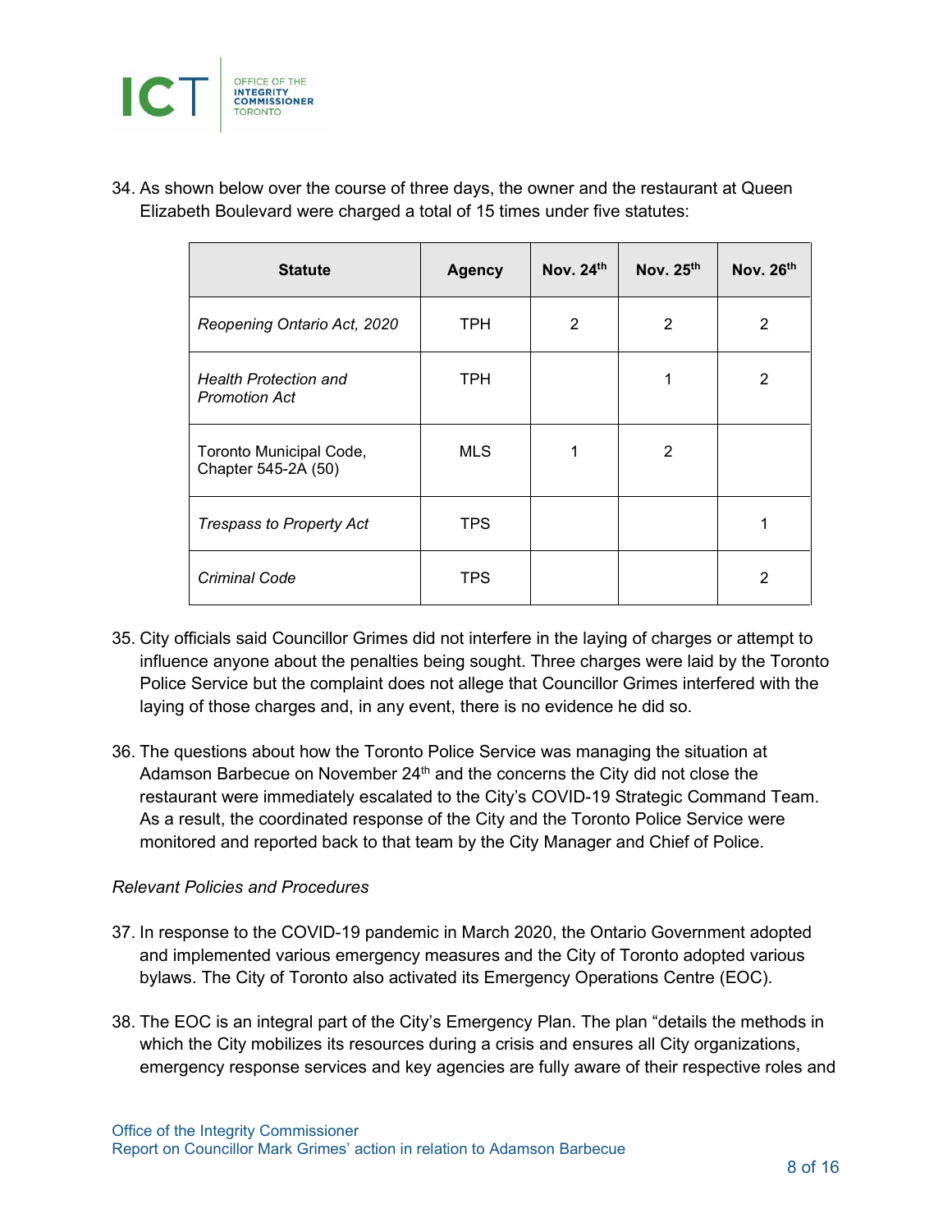34. As shown below over the course of three days, the owner and the restaurant at Queen Elizabeth Boulevard were charged a total of 15 times under five statutes:

| Statute | Agency | Nov. 24th | Nov. 25th | Nov. 26th |
|---|---|---|---|---|
| *Reopening Ontario Act, 2020* | TPH | 2 | 2 | 2 |
| *Health Protection and Promotion Act* | TPH | | 1 | 2 |
| Toronto Municipal Code, Chapter 545-2A (50) | MLS | 1 | 2 | |
| *Trespass to Property Act* | TPS | | | 1 |
| *Criminal Code* | TPS | | | 2 |

35. City officials said Councillor Grimes did not interfere in the laying of charges or attempt to influence anyone about the penalties being sought. Three charges were laid by the Toronto Police Service but the complaint does not allege that Councillor Grimes interfered with the laying of those charges and, in any event, there is no evidence he did so.

36. The questions about how the Toronto Police Service was managing the situation at Adamson Barbecue on November 24th and the concerns the City did not close the restaurant were immediately escalated to the City's COVID-19 Strategic Command Team. As a result, the coordinated response of the City and the Toronto Police Service were monitored and reported back to that team by the City Manager and Chief of Police.

*Relevant Policies and Procedures*

37. In response to the COVID-19 pandemic in March 2020, the Ontario Government adopted and implemented various emergency measures and the City of Toronto adopted various bylaws. The City of Toronto also activated its Emergency Operations Centre (EOC).

38. The EOC is an integral part of the City's Emergency Plan. The plan "details the methods in which the City mobilizes its resources during a crisis and ensures all City organizations, emergency response services and key agencies are fully aware of their respective roles and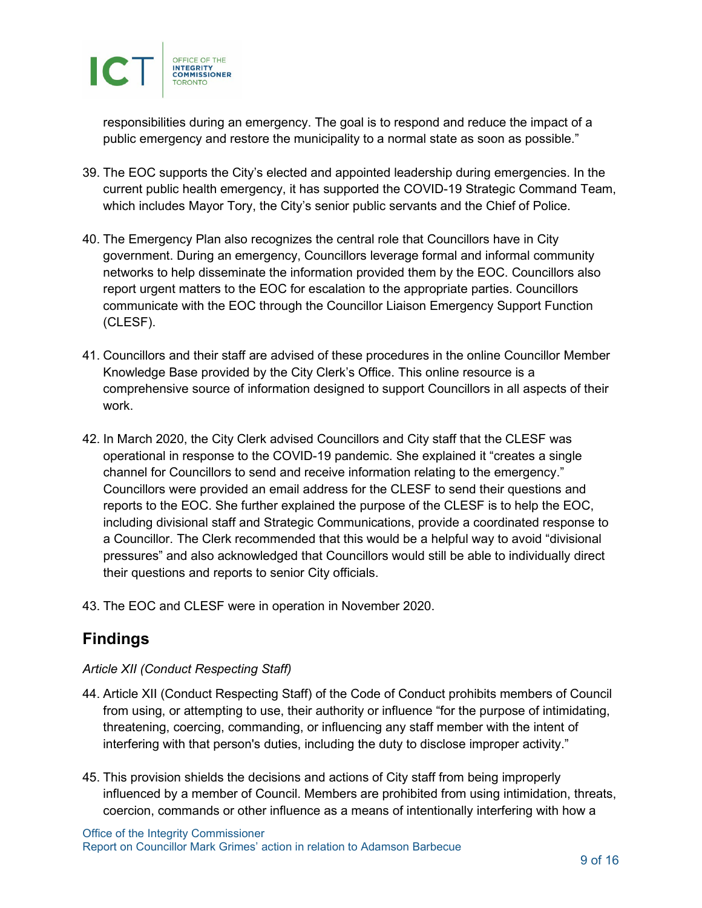responsibilities during an emergency. The goal is to respond and reduce the impact of a public emergency and restore the municipality to a normal state as soon as possible."

39. The EOC supports the City's elected and appointed leadership during emergencies. In the current public health emergency, it has supported the COVID-19 Strategic Command Team, which includes Mayor Tory, the City's senior public servants and the Chief of Police.

40. The Emergency Plan also recognizes the central role that Councillors have in City government. During an emergency, Councillors leverage formal and informal community networks to help disseminate the information provided them by the EOC. Councillors also report urgent matters to the EOC for escalation to the appropriate parties. Councillors communicate with the EOC through the Councillor Liaison Emergency Support Function (CLESF).

41. Councillors and their staff are advised of these procedures in the online Councillor Member Knowledge Base provided by the City Clerk's Office. This online resource is a comprehensive source of information designed to support Councillors in all aspects of their work.

42. In March 2020, the City Clerk advised Councillors and City staff that the CLESF was operational in response to the COVID-19 pandemic. She explained it "creates a single channel for Councillors to send and receive information relating to the emergency." Councillors were provided an email address for the CLESF to send their questions and reports to the EOC. She further explained the purpose of the CLESF is to help the EOC, including divisional staff and Strategic Communications, provide a coordinated response to a Councillor. The Clerk recommended that this would be a helpful way to avoid "divisional pressures" and also acknowledged that Councillors would still be able to individually direct their questions and reports to senior City officials.

43. The EOC and CLESF were in operation in November 2020.

## Findings

*Article XII (Conduct Respecting Staff)*

44. Article XII (Conduct Respecting Staff) of the Code of Conduct prohibits members of Council from using, or attempting to use, their authority or influence "for the purpose of intimidating, threatening, coercing, commanding, or influencing any staff member with the intent of interfering with that person's duties, including the duty to disclose improper activity."

45. This provision shields the decisions and actions of City staff from being improperly influenced by a member of Council. Members are prohibited from using intimidation, threats, coercion, commands or other influence as a means of intentionally interfering with how a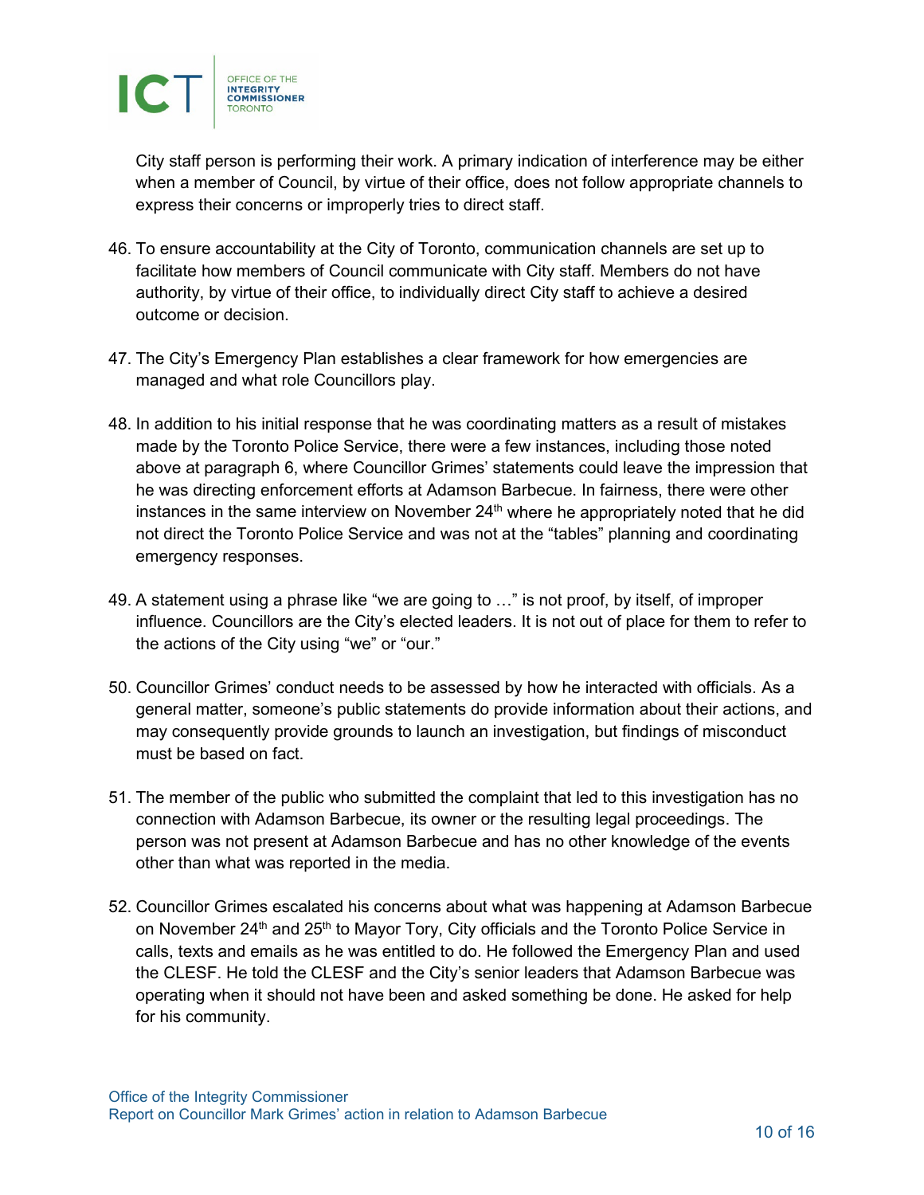City staff person is performing their work. A primary indication of interference may be either when a member of Council, by virtue of their office, does not follow appropriate channels to express their concerns or improperly tries to direct staff.

46. To ensure accountability at the City of Toronto, communication channels are set up to facilitate how members of Council communicate with City staff. Members do not have authority, by virtue of their office, to individually direct City staff to achieve a desired outcome or decision.

47. The City's Emergency Plan establishes a clear framework for how emergencies are managed and what role Councillors play.

48. In addition to his initial response that he was coordinating matters as a result of mistakes made by the Toronto Police Service, there were a few instances, including those noted above at paragraph 6, where Councillor Grimes' statements could leave the impression that he was directing enforcement efforts at Adamson Barbecue. In fairness, there were other instances in the same interview on November 24th where he appropriately noted that he did not direct the Toronto Police Service and was not at the "tables" planning and coordinating emergency responses.

49. A statement using a phrase like "we are going to …" is not proof, by itself, of improper influence. Councillors are the City's elected leaders. It is not out of place for them to refer to the actions of the City using "we" or "our."

50. Councillor Grimes' conduct needs to be assessed by how he interacted with officials. As a general matter, someone's public statements do provide information about their actions, and may consequently provide grounds to launch an investigation, but findings of misconduct must be based on fact.

51. The member of the public who submitted the complaint that led to this investigation has no connection with Adamson Barbecue, its owner or the resulting legal proceedings. The person was not present at Adamson Barbecue and has no other knowledge of the events other than what was reported in the media.

52. Councillor Grimes escalated his concerns about what was happening at Adamson Barbecue on November 24th and 25th to Mayor Tory, City officials and the Toronto Police Service in calls, texts and emails as he was entitled to do. He followed the Emergency Plan and used the CLESF. He told the CLESF and the City's senior leaders that Adamson Barbecue was operating when it should not have been and asked something be done. He asked for help for his community.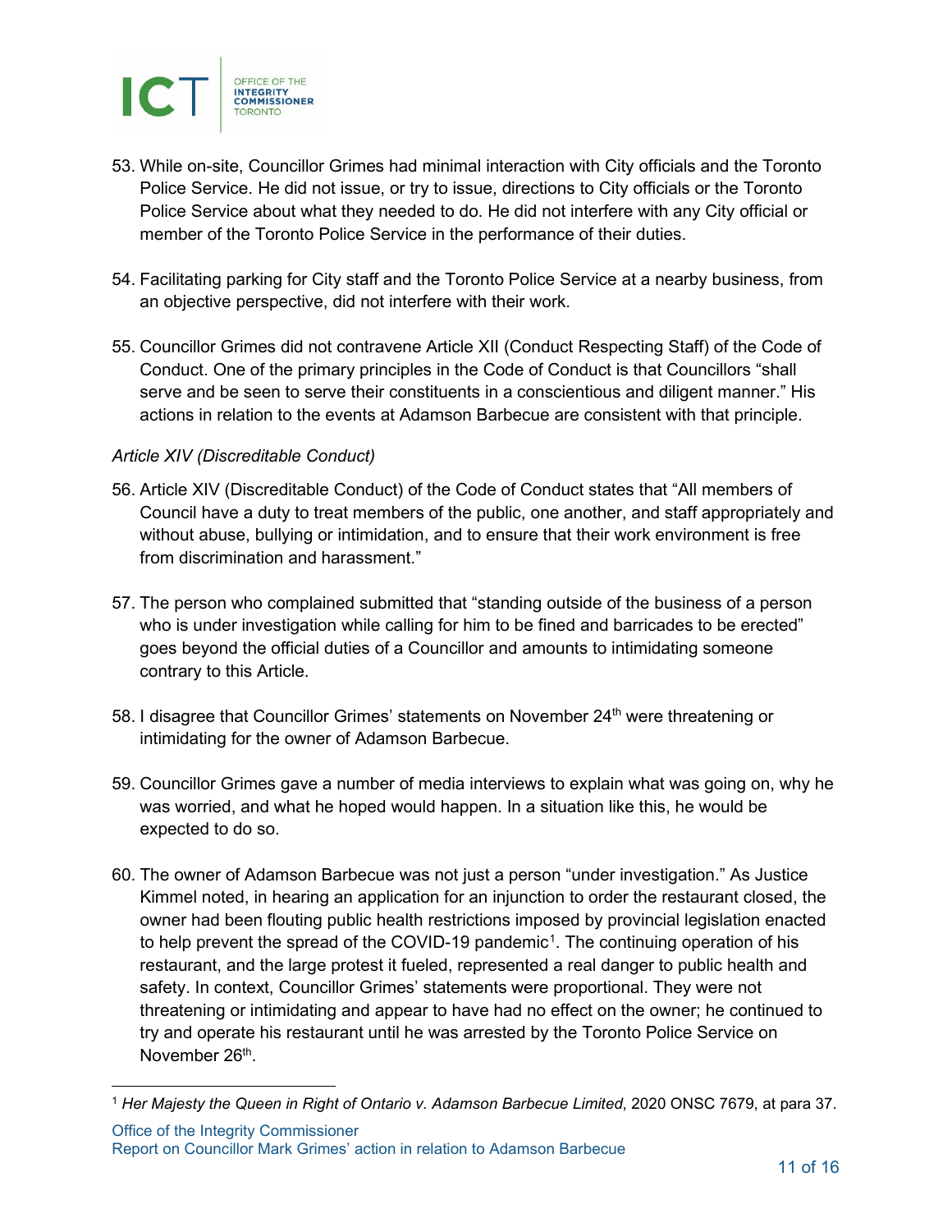53. While on-site, Councillor Grimes had minimal interaction with City officials and the Toronto Police Service. He did not issue, or try to issue, directions to City officials or the Toronto Police Service about what they needed to do. He did not interfere with any City official or member of the Toronto Police Service in the performance of their duties.

54. Facilitating parking for City staff and the Toronto Police Service at a nearby business, from an objective perspective, did not interfere with their work.

55. Councillor Grimes did not contravene Article XII (Conduct Respecting Staff) of the Code of Conduct. One of the primary principles in the Code of Conduct is that Councillors "shall serve and be seen to serve their constituents in a conscientious and diligent manner." His actions in relation to the events at Adamson Barbecue are consistent with that principle.

*Article XIV (Discreditable Conduct)*

56. Article XIV (Discreditable Conduct) of the Code of Conduct states that "All members of Council have a duty to treat members of the public, one another, and staff appropriately and without abuse, bullying or intimidation, and to ensure that their work environment is free from discrimination and harassment."

57. The person who complained submitted that "standing outside of the business of a person who is under investigation while calling for him to be fined and barricades to be erected" goes beyond the official duties of a Councillor and amounts to intimidating someone contrary to this Article.

58. I disagree that Councillor Grimes' statements on November 24th were threatening or intimidating for the owner of Adamson Barbecue.

59. Councillor Grimes gave a number of media interviews to explain what was going on, why he was worried, and what he hoped would happen. In a situation like this, he would be expected to do so.

60. The owner of Adamson Barbecue was not just a person "under investigation." As Justice Kimmel noted, in hearing an application for an injunction to order the restaurant closed, the owner had been flouting public health restrictions imposed by provincial legislation enacted to help prevent the spread of the COVID-19 pandemic[1]. The continuing operation of his restaurant, and the large protest it fueled, represented a real danger to public health and safety. In context, Councillor Grimes' statements were proportional. They were not threatening or intimidating and appear to have had no effect on the owner; he continued to try and operate his restaurant until he was arrested by the Toronto Police Service on November 26th.

[1] *Her Majesty the Queen in Right of Ontario v. Adamson Barbecue Limited*, 2020 ONSC 7679, at para 37.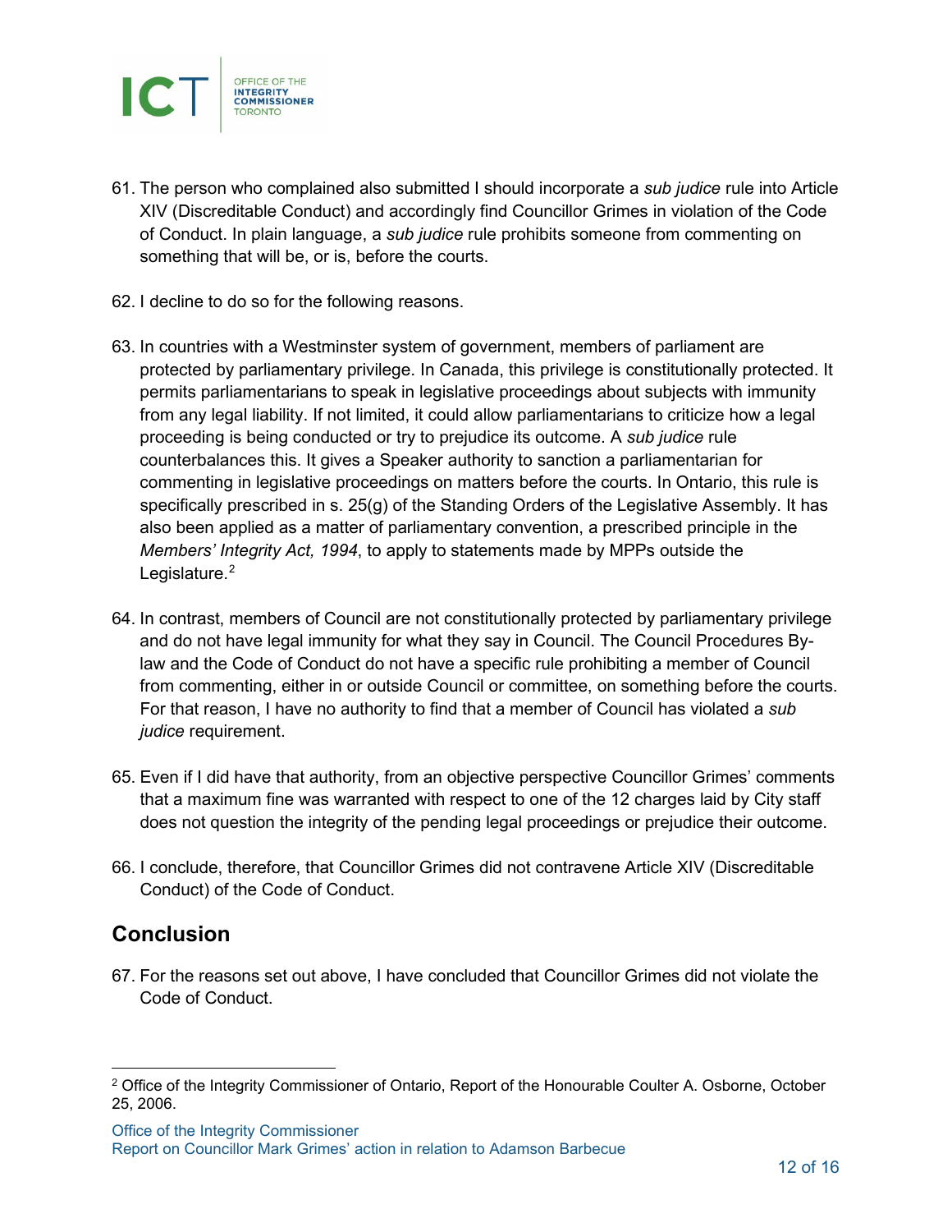61. The person who complained also submitted I should incorporate a *sub judice* rule into Article XIV (Discreditable Conduct) and accordingly find Councillor Grimes in violation of the Code of Conduct. In plain language, a *sub judice* rule prohibits someone from commenting on something that will be, or is, before the courts.

62. I decline to do so for the following reasons.

63. In countries with a Westminster system of government, members of parliament are protected by parliamentary privilege. In Canada, this privilege is constitutionally protected. It permits parliamentarians to speak in legislative proceedings about subjects with immunity from any legal liability. If not limited, it could allow parliamentarians to criticize how a legal proceeding is being conducted or try to prejudice its outcome. A *sub judice* rule counterbalances this. It gives a Speaker authority to sanction a parliamentarian for commenting in legislative proceedings on matters before the courts. In Ontario, this rule is specifically prescribed in s. 25(g) of the Standing Orders of the Legislative Assembly. It has also been applied as a matter of parliamentary convention, a prescribed principle in the *Members' Integrity Act, 1994*, to apply to statements made by MPPs outside the Legislature.[2]

64. In contrast, members of Council are not constitutionally protected by parliamentary privilege and do not have legal immunity for what they say in Council. The Council Procedures By-law and the Code of Conduct do not have a specific rule prohibiting a member of Council from commenting, either in or outside Council or committee, on something before the courts. For that reason, I have no authority to find that a member of Council has violated a *sub judice* requirement.

65. Even if I did have that authority, from an objective perspective Councillor Grimes' comments that a maximum fine was warranted with respect to one of the 12 charges laid by City staff does not question the integrity of the pending legal proceedings or prejudice their outcome.

66. I conclude, therefore, that Councillor Grimes did not contravene Article XIV (Discreditable Conduct) of the Code of Conduct.

## Conclusion

67. For the reasons set out above, I have concluded that Councillor Grimes did not violate the Code of Conduct.

---

[2] Office of the Integrity Commissioner of Ontario, Report of the Honourable Coulter A. Osborne, October 25, 2006.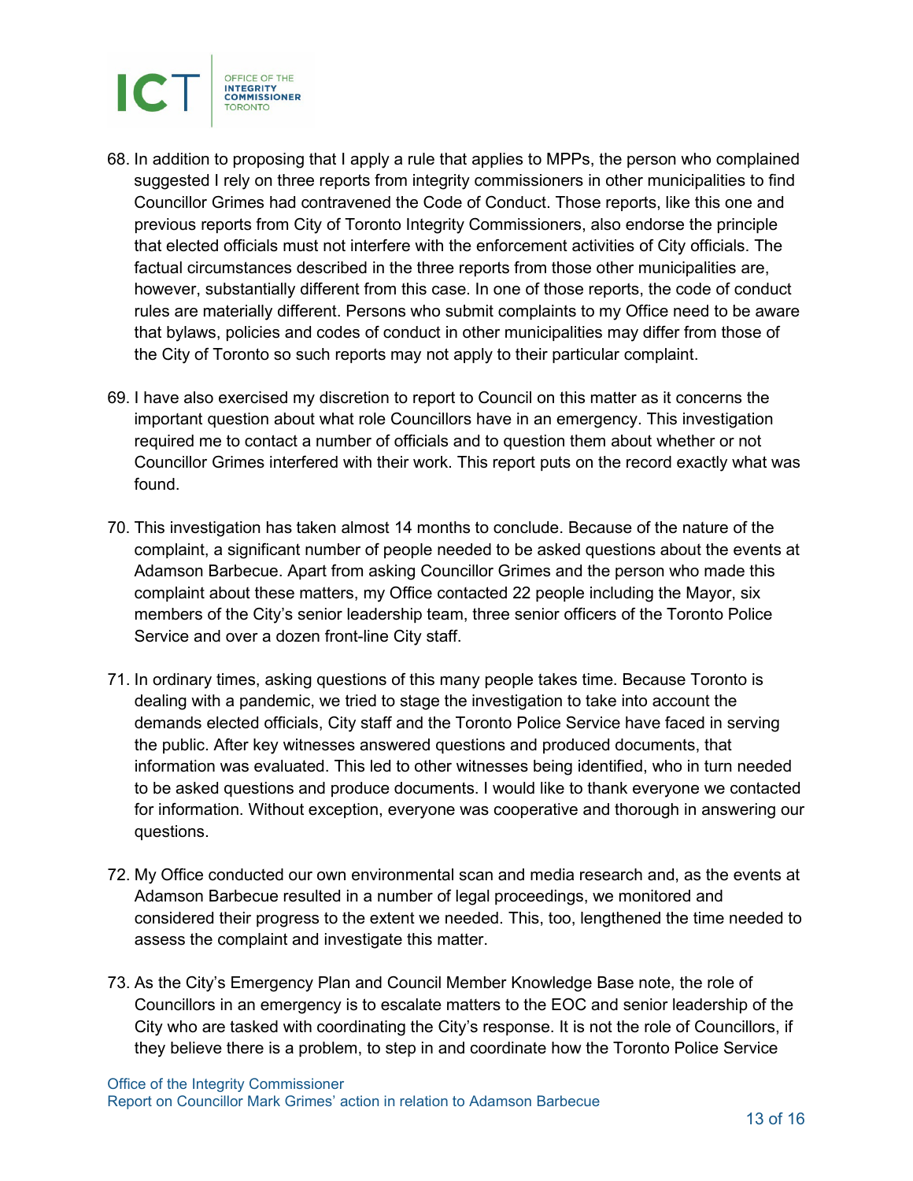68. In addition to proposing that I apply a rule that applies to MPPs, the person who complained suggested I rely on three reports from integrity commissioners in other municipalities to find Councillor Grimes had contravened the Code of Conduct. Those reports, like this one and previous reports from City of Toronto Integrity Commissioners, also endorse the principle that elected officials must not interfere with the enforcement activities of City officials. The factual circumstances described in the three reports from those other municipalities are, however, substantially different from this case. In one of those reports, the code of conduct rules are materially different. Persons who submit complaints to my Office need to be aware that bylaws, policies and codes of conduct in other municipalities may differ from those of the City of Toronto so such reports may not apply to their particular complaint.

69. I have also exercised my discretion to report to Council on this matter as it concerns the important question about what role Councillors have in an emergency. This investigation required me to contact a number of officials and to question them about whether or not Councillor Grimes interfered with their work. This report puts on the record exactly what was found.

70. This investigation has taken almost 14 months to conclude. Because of the nature of the complaint, a significant number of people needed to be asked questions about the events at Adamson Barbecue. Apart from asking Councillor Grimes and the person who made this complaint about these matters, my Office contacted 22 people including the Mayor, six members of the City's senior leadership team, three senior officers of the Toronto Police Service and over a dozen front-line City staff.

71. In ordinary times, asking questions of this many people takes time. Because Toronto is dealing with a pandemic, we tried to stage the investigation to take into account the demands elected officials, City staff and the Toronto Police Service have faced in serving the public. After key witnesses answered questions and produced documents, that information was evaluated. This led to other witnesses being identified, who in turn needed to be asked questions and produce documents. I would like to thank everyone we contacted for information. Without exception, everyone was cooperative and thorough in answering our questions.

72. My Office conducted our own environmental scan and media research and, as the events at Adamson Barbecue resulted in a number of legal proceedings, we monitored and considered their progress to the extent we needed. This, too, lengthened the time needed to assess the complaint and investigate this matter.

73. As the City's Emergency Plan and Council Member Knowledge Base note, the role of Councillors in an emergency is to escalate matters to the EOC and senior leadership of the City who are tasked with coordinating the City's response. It is not the role of Councillors, if they believe there is a problem, to step in and coordinate how the Toronto Police Service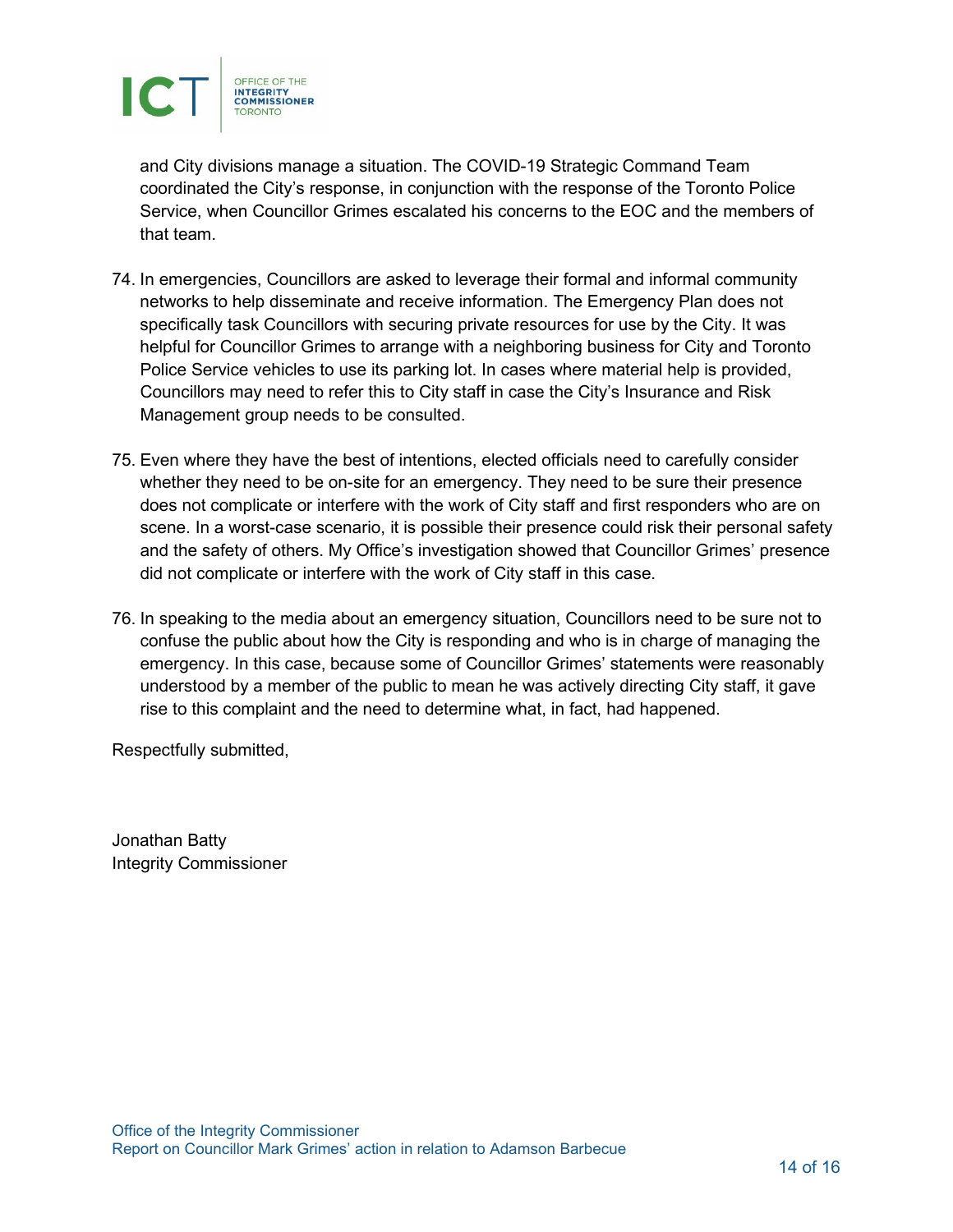and City divisions manage a situation. The COVID-19 Strategic Command Team coordinated the City's response, in conjunction with the response of the Toronto Police Service, when Councillor Grimes escalated his concerns to the EOC and the members of that team.

74. In emergencies, Councillors are asked to leverage their formal and informal community networks to help disseminate and receive information. The Emergency Plan does not specifically task Councillors with securing private resources for use by the City. It was helpful for Councillor Grimes to arrange with a neighboring business for City and Toronto Police Service vehicles to use its parking lot. In cases where material help is provided, Councillors may need to refer this to City staff in case the City's Insurance and Risk Management group needs to be consulted.

75. Even where they have the best of intentions, elected officials need to carefully consider whether they need to be on-site for an emergency. They need to be sure their presence does not complicate or interfere with the work of City staff and first responders who are on scene. In a worst-case scenario, it is possible their presence could risk their personal safety and the safety of others. My Office's investigation showed that Councillor Grimes' presence did not complicate or interfere with the work of City staff in this case.

76. In speaking to the media about an emergency situation, Councillors need to be sure not to confuse the public about how the City is responding and who is in charge of managing the emergency. In this case, because some of Councillor Grimes' statements were reasonably understood by a member of the public to mean he was actively directing City staff, it gave rise to this complaint and the need to determine what, in fact, had happened.

Respectfully submitted,

Jonathan Batty
Integrity Commissioner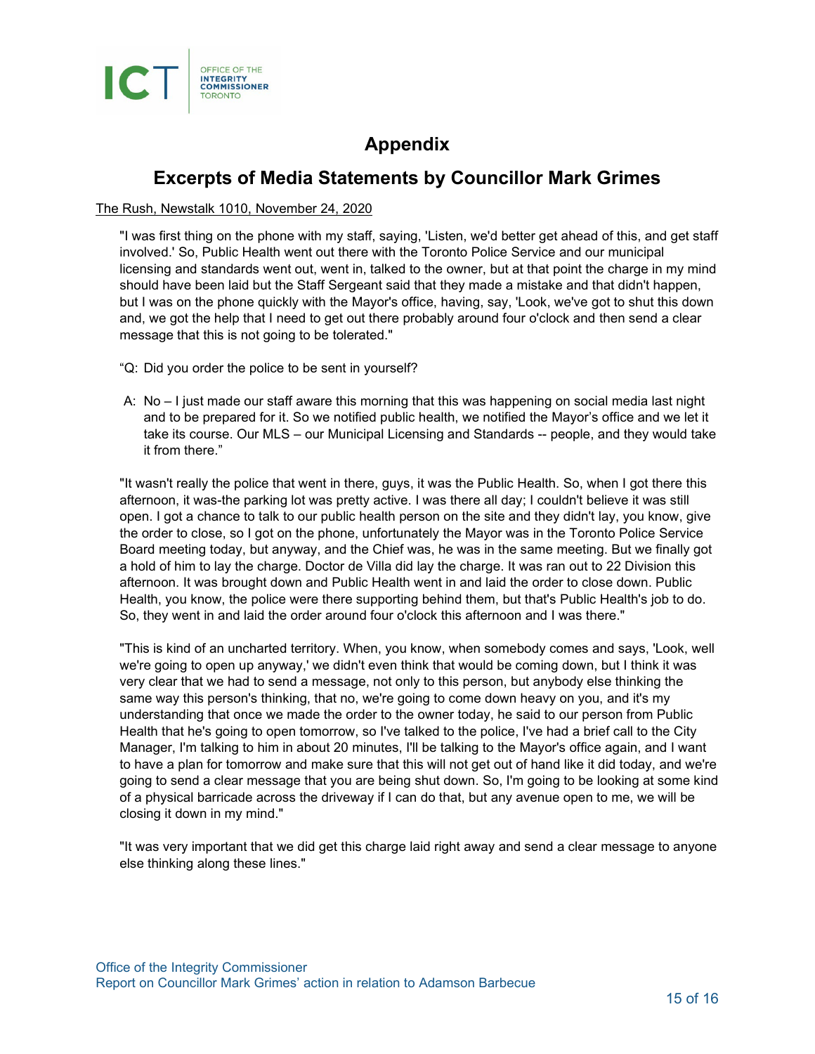## Appendix

## Excerpts of Media Statements by Councillor Mark Grimes

The Rush, Newstalk 1010, November 24, 2020

> "I was first thing on the phone with my staff, saying, 'Listen, we'd better get ahead of this, and get staff involved.' So, Public Health went out there with the Toronto Police Service and our municipal licensing and standards went out, went in, talked to the owner, but at that point the charge in my mind should have been laid but the Staff Sergeant said that they made a mistake and that didn't happen, but I was on the phone quickly with the Mayor's office, having, say, 'Look, we've got to shut this down and, we got the help that I need to get out there probably around four o'clock and then send a clear message that this is not going to be tolerated."
>
> "Q: Did you order the police to be sent in yourself?
>
> A: No – I just made our staff aware this morning that this was happening on social media last night and to be prepared for it. So we notified public health, we notified the Mayor's office and we let it take its course. Our MLS – our Municipal Licensing and Standards -- people, and they would take it from there."
>
> "It wasn't really the police that went in there, guys, it was the Public Health. So, when I got there this afternoon, it was-the parking lot was pretty active. I was there all day; I couldn't believe it was still open. I got a chance to talk to our public health person on the site and they didn't lay, you know, give the order to close, so I got on the phone, unfortunately the Mayor was in the Toronto Police Service Board meeting today, but anyway, and the Chief was, he was in the same meeting. But we finally got a hold of him to lay the charge. Doctor de Villa did lay the charge. It was ran out to 22 Division this afternoon. It was brought down and Public Health went in and laid the order to close down. Public Health, you know, the police were there supporting behind them, but that's Public Health's job to do. So, they went in and laid the order around four o'clock this afternoon and I was there."
>
> "This is kind of an uncharted territory. When, you know, when somebody comes and says, 'Look, well we're going to open up anyway,' we didn't even think that would be coming down, but I think it was very clear that we had to send a message, not only to this person, but anybody else thinking the same way this person's thinking, that no, we're going to come down heavy on you, and it's my understanding that once we made the order to the owner today, he said to our person from Public Health that he's going to open tomorrow, so I've talked to the police, I've had a brief call to the City Manager, I'm talking to him in about 20 minutes, I'll be talking to the Mayor's office again, and I want to have a plan for tomorrow and make sure that this will not get out of hand like it did today, and we're going to send a clear message that you are being shut down. So, I'm going to be looking at some kind of a physical barricade across the driveway if I can do that, but any avenue open to me, we will be closing it down in my mind."
>
> "It was very important that we did get this charge laid right away and send a clear message to anyone else thinking along these lines."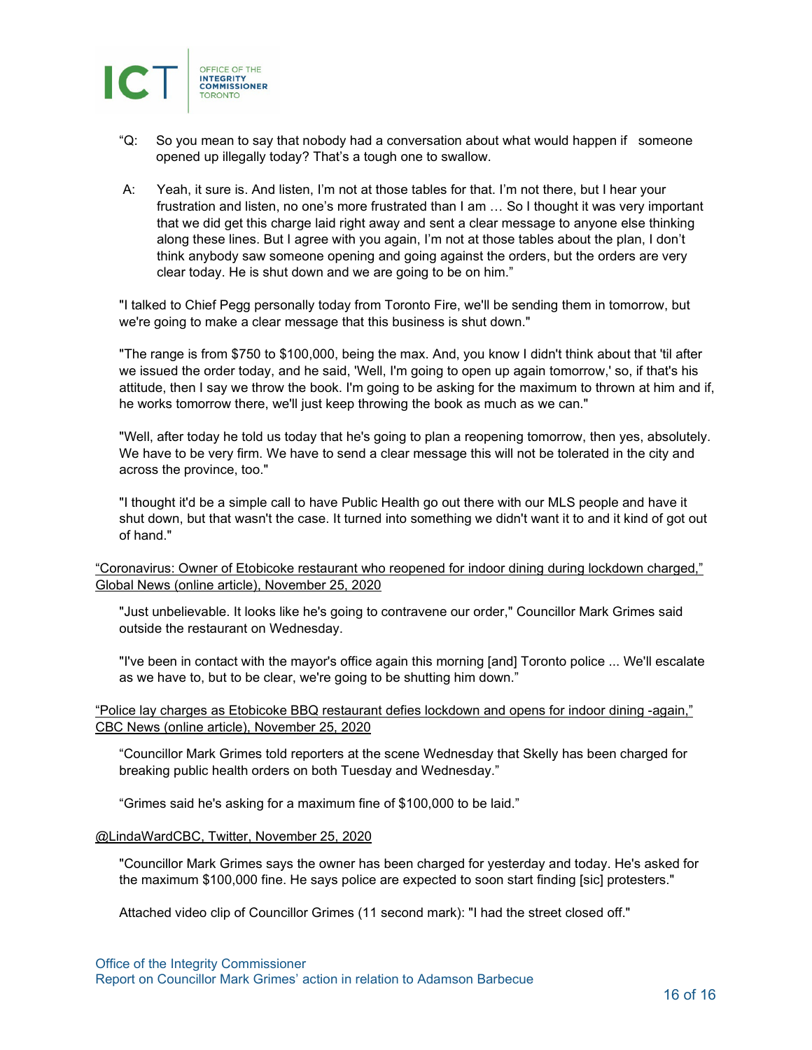"Q: So you mean to say that nobody had a conversation about what would happen if someone opened up illegally today? That's a tough one to swallow.

A: Yeah, it sure is. And listen, I'm not at those tables for that. I'm not there, but I hear your frustration and listen, no one's more frustrated than I am … So I thought it was very important that we did get this charge laid right away and sent a clear message to anyone else thinking along these lines. But I agree with you again, I'm not at those tables about the plan, I don't think anybody saw someone opening and going against the orders, but the orders are very clear today. He is shut down and we are going to be on him."

"I talked to Chief Pegg personally today from Toronto Fire, we'll be sending them in tomorrow, but we're going to make a clear message that this business is shut down."

"The range is from $750 to $100,000, being the max. And, you know I didn't think about that 'til after we issued the order today, and he said, 'Well, I'm going to open up again tomorrow,' so, if that's his attitude, then I say we throw the book. I'm going to be asking for the maximum to thrown at him and if, he works tomorrow there, we'll just keep throwing the book as much as we can."

"Well, after today he told us today that he's going to plan a reopening tomorrow, then yes, absolutely. We have to be very firm. We have to send a clear message this will not be tolerated in the city and across the province, too."

"I thought it'd be a simple call to have Public Health go out there with our MLS people and have it shut down, but that wasn't the case. It turned into something we didn't want it to and it kind of got out of hand."

"Coronavirus: Owner of Etobicoke restaurant who reopened for indoor dining during lockdown charged," Global News (online article), November 25, 2020

"Just unbelievable. It looks like he's going to contravene our order," Councillor Mark Grimes said outside the restaurant on Wednesday.

"I've been in contact with the mayor's office again this morning [and] Toronto police ... We'll escalate as we have to, but to be clear, we're going to be shutting him down."

"Police lay charges as Etobicoke BBQ restaurant defies lockdown and opens for indoor dining -again," CBC News (online article), November 25, 2020

"Councillor Mark Grimes told reporters at the scene Wednesday that Skelly has been charged for breaking public health orders on both Tuesday and Wednesday."

"Grimes said he's asking for a maximum fine of $100,000 to be laid."

@LindaWardCBC, Twitter, November 25, 2020

"Councillor Mark Grimes says the owner has been charged for yesterday and today. He's asked for the maximum $100,000 fine. He says police are expected to soon start finding [sic] protesters."

Attached video clip of Councillor Grimes (11 second mark): "I had the street closed off."